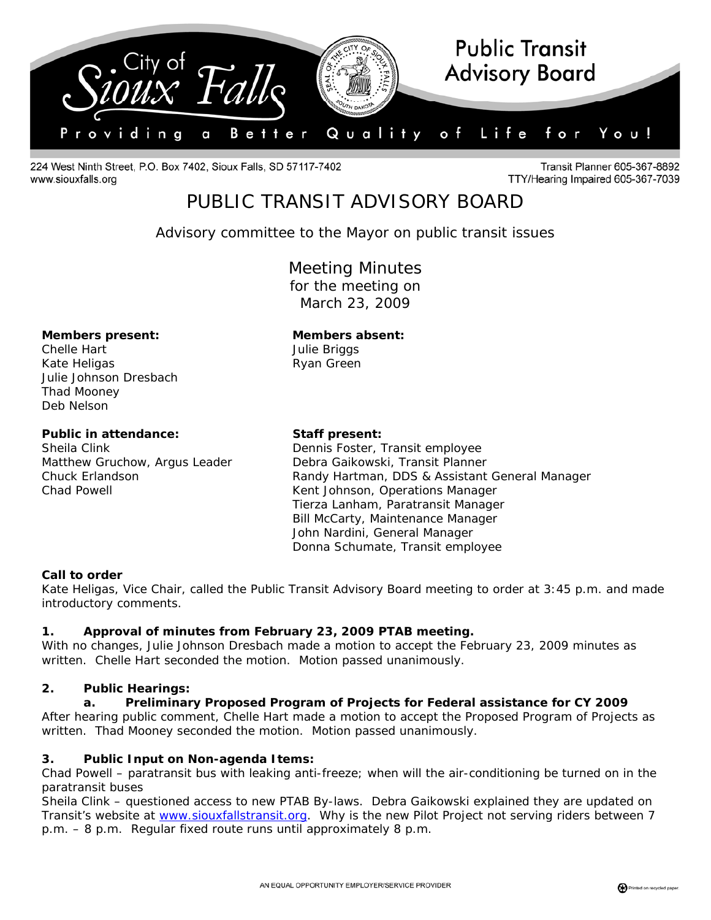# Public Transit Advisory Board

City of Sioux Falls

Providing a Better Quality of Life for You!

224 West Ninth Street, P.O. Box 7402, Sioux Falls, SD 57117-7402
www.siouxfalls.org

Transit Planner 605-367-8892
TTY/Hearing Impaired 605-367-7039

# PUBLIC TRANSIT ADVISORY BOARD

Advisory committee to the Mayor on public transit issues

## Meeting Minutes
for the meeting on
March 23, 2009

**Members present:**
Chelle Hart
Kate Heligas
Julie Johnson Dresbach
Thad Mooney
Deb Nelson

**Members absent:**
Julie Briggs
Ryan Green

**Public in attendance:**
Sheila Clink
Matthew Gruchow, Argus Leader
Chuck Erlandson
Chad Powell

**Staff present:**
Dennis Foster, Transit employee
Debra Gaikowski, Transit Planner
Randy Hartman, DDS & Assistant General Manager
Kent Johnson, Operations Manager
Tierza Lanham, Paratransit Manager
Bill McCarty, Maintenance Manager
John Nardini, General Manager
Donna Schumate, Transit employee

**Call to order**
Kate Heligas, Vice Chair, called the Public Transit Advisory Board meeting to order at 3:45 p.m. and made introductory comments.

**1. Approval of minutes from February 23, 2009 PTAB meeting.**
With no changes, Julie Johnson Dresbach made a motion to accept the February 23, 2009 minutes as written. Chelle Hart seconded the motion. Motion passed unanimously.

**2. Public Hearings:**

**a. Preliminary Proposed Program of Projects for Federal assistance for CY 2009**
After hearing public comment, Chelle Hart made a motion to accept the Proposed Program of Projects as written. Thad Mooney seconded the motion. Motion passed unanimously.

**3. Public Input on Non-agenda Items:**
Chad Powell – paratransit bus with leaking anti-freeze; when will the air-conditioning be turned on in the paratransit buses
Sheila Clink – questioned access to new PTAB By-laws. Debra Gaikowski explained they are updated on Transit's website at www.siouxfallstransit.org. Why is the new Pilot Project not serving riders between 7 p.m. – 8 p.m. Regular fixed route runs until approximately 8 p.m.

AN EQUAL OPPORTUNITY EMPLOYER/SERVICE PROVIDER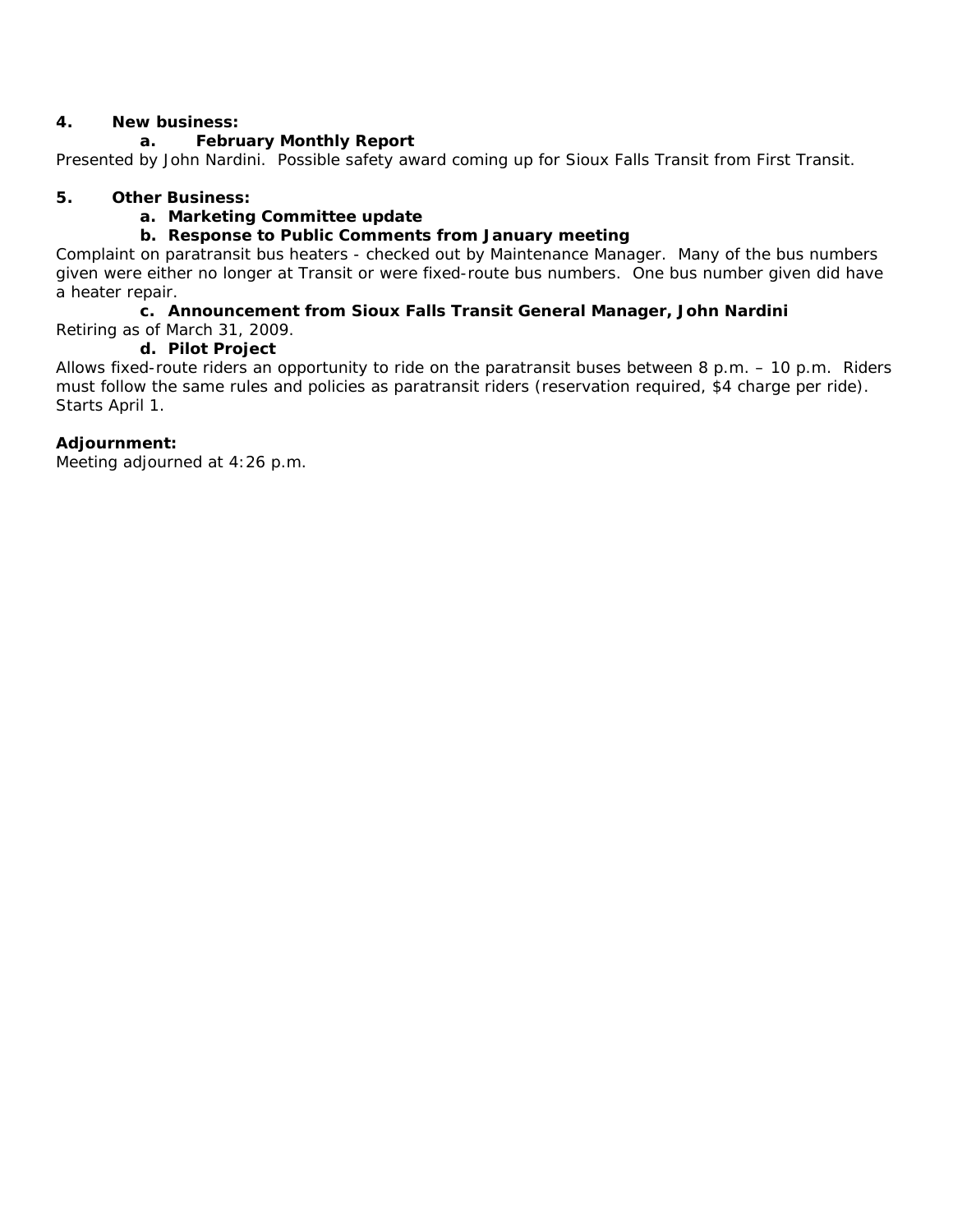**4. New business:**

**a. February Monthly Report**

Presented by John Nardini. Possible safety award coming up for Sioux Falls Transit from First Transit.

**5. Other Business:**

**a. Marketing Committee update**

**b. Response to Public Comments from January meeting**

Complaint on paratransit bus heaters - checked out by Maintenance Manager. Many of the bus numbers given were either no longer at Transit or were fixed-route bus numbers. One bus number given did have a heater repair.

**c. Announcement from Sioux Falls Transit General Manager, John Nardini**

Retiring as of March 31, 2009.

**d. Pilot Project**

Allows fixed-route riders an opportunity to ride on the paratransit buses between 8 p.m. – 10 p.m. Riders must follow the same rules and policies as paratransit riders (reservation required, $4 charge per ride). Starts April 1.

**Adjournment:**

Meeting adjourned at 4:26 p.m.